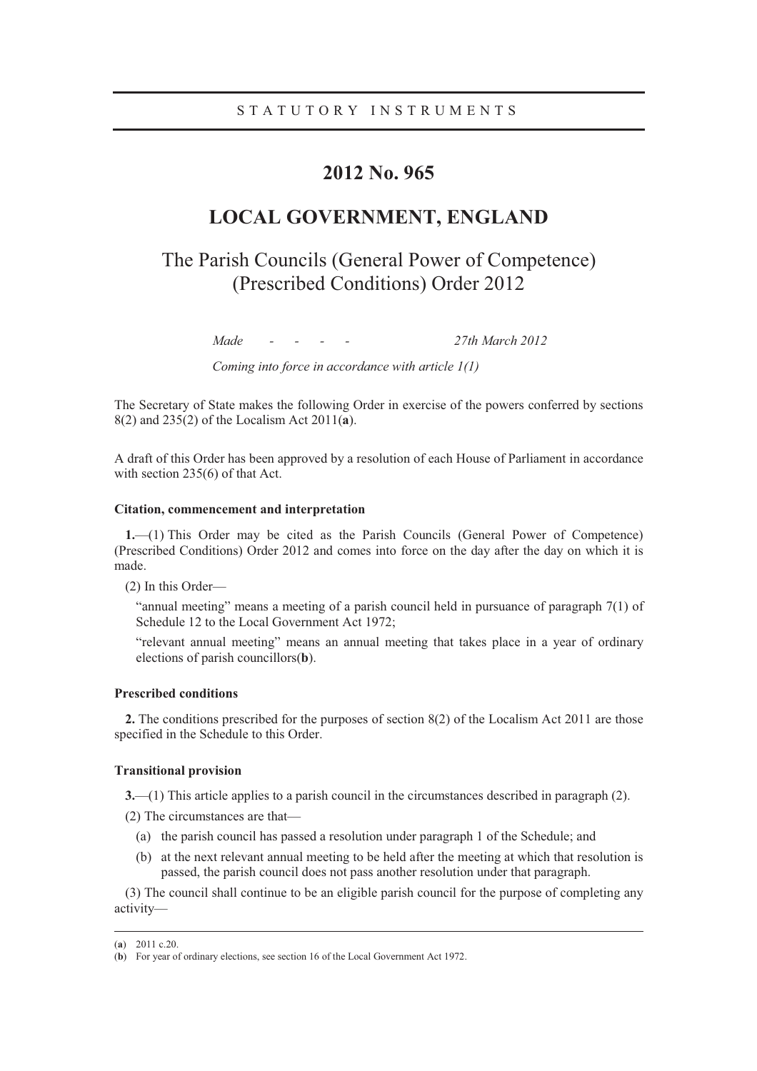STATUTORY INSTRUMENTS

# 2012 No. 965

## LOCAL GOVERNMENT, ENGLAND

## The Parish Councils (General Power of Competence) (Prescribed Conditions) Order 2012

*Made - - - - 27th March 2012*

*Coming into force in accordance with article 1(1)*

The Secretary of State makes the following Order in exercise of the powers conferred by sections 8(2) and 235(2) of the Localism Act 2011(**a**).

A draft of this Order has been approved by a resolution of each House of Parliament in accordance with section 235(6) of that Act.

### Citation, commencement and interpretation

**1.**—(1) This Order may be cited as the Parish Councils (General Power of Competence) (Prescribed Conditions) Order 2012 and comes into force on the day after the day on which it is made.

(2) In this Order—

"annual meeting" means a meeting of a parish council held in pursuance of paragraph 7(1) of Schedule 12 to the Local Government Act 1972;

"relevant annual meeting" means an annual meeting that takes place in a year of ordinary elections of parish councillors(**b**).

### Prescribed conditions

**2.** The conditions prescribed for the purposes of section 8(2) of the Localism Act 2011 are those specified in the Schedule to this Order.

### Transitional provision

**3.**—(1) This article applies to a parish council in the circumstances described in paragraph (2).

(2) The circumstances are that—

(a) the parish council has passed a resolution under paragraph 1 of the Schedule; and

(b) at the next relevant annual meeting to be held after the meeting at which that resolution is passed, the parish council does not pass another resolution under that paragraph.

(3) The council shall continue to be an eligible parish council for the purpose of completing any activity—

---

(**a**) 2011 c.20.

(**b**) For year of ordinary elections, see section 16 of the Local Government Act 1972.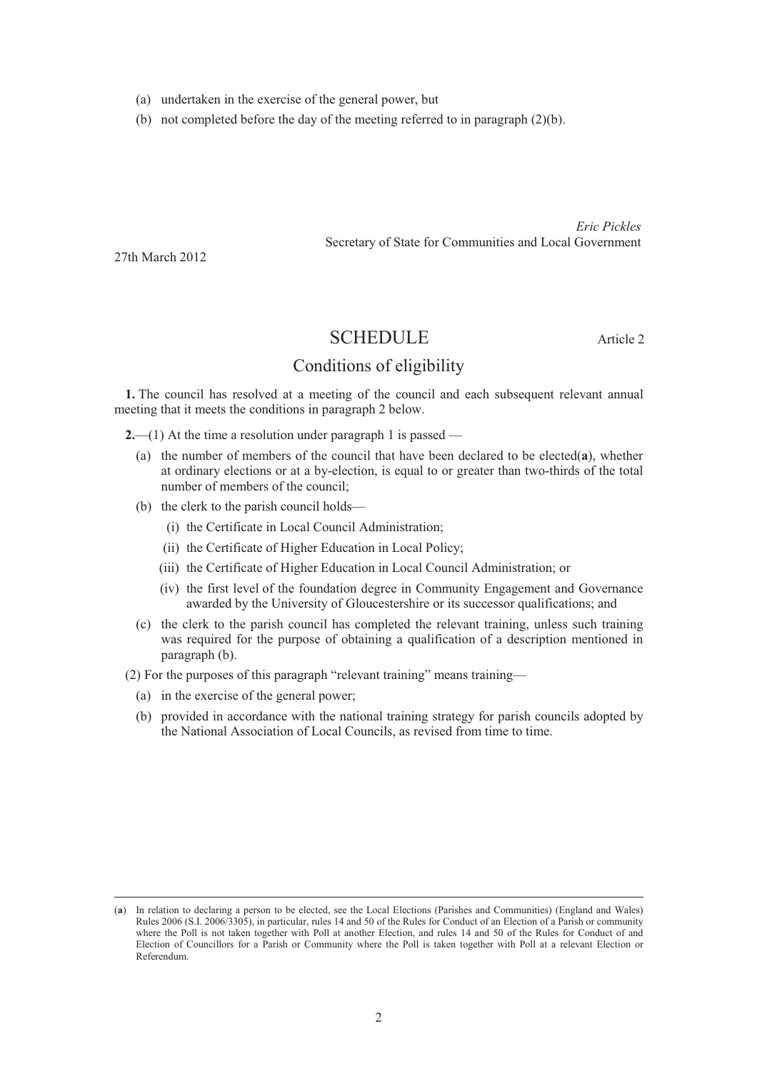(a) undertaken in the exercise of the general power, but

(b) not completed before the day of the meeting referred to in paragraph (2)(b).

*Eric Pickles*
Secretary of State for Communities and Local Government

27th March 2012

## SCHEDULE

Article 2

### Conditions of eligibility

**1.** The council has resolved at a meeting of the council and each subsequent relevant annual meeting that it meets the conditions in paragraph 2 below.

**2.**—(1) At the time a resolution under paragraph 1 is passed —

(a) the number of members of the council that have been declared to be elected(**a**), whether at ordinary elections or at a by-election, is equal to or greater than two-thirds of the total number of members of the council;

(b) the clerk to the parish council holds—

(i) the Certificate in Local Council Administration;

(ii) the Certificate of Higher Education in Local Policy;

(iii) the Certificate of Higher Education in Local Council Administration; or

(iv) the first level of the foundation degree in Community Engagement and Governance awarded by the University of Gloucestershire or its successor qualifications; and

(c) the clerk to the parish council has completed the relevant training, unless such training was required for the purpose of obtaining a qualification of a description mentioned in paragraph (b).

(2) For the purposes of this paragraph "relevant training" means training—

(a) in the exercise of the general power;

(b) provided in accordance with the national training strategy for parish councils adopted by the National Association of Local Councils, as revised from time to time.

---

(**a**) In relation to declaring a person to be elected, see the Local Elections (Parishes and Communities) (England and Wales) Rules 2006 (S.I. 2006/3305), in particular, rules 14 and 50 of the Rules for Conduct of an Election of a Parish or community where the Poll is not taken together with Poll at another Election, and rules 14 and 50 of the Rules for Conduct of and Election of Councillors for a Parish or Community where the Poll is taken together with Poll at a relevant Election or Referendum.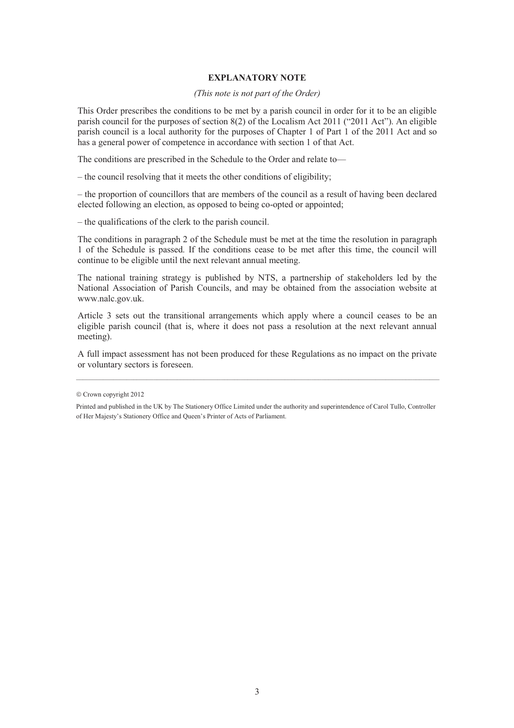## EXPLANATORY NOTE

*(This note is not part of the Order)*

This Order prescribes the conditions to be met by a parish council in order for it to be an eligible parish council for the purposes of section 8(2) of the Localism Act 2011 ("2011 Act"). An eligible parish council is a local authority for the purposes of Chapter 1 of Part 1 of the 2011 Act and so has a general power of competence in accordance with section 1 of that Act.

The conditions are prescribed in the Schedule to the Order and relate to—

– the council resolving that it meets the other conditions of eligibility;

– the proportion of councillors that are members of the council as a result of having been declared elected following an election, as opposed to being co-opted or appointed;

– the qualifications of the clerk to the parish council.

The conditions in paragraph 2 of the Schedule must be met at the time the resolution in paragraph 1 of the Schedule is passed. If the conditions cease to be met after this time, the council will continue to be eligible until the next relevant annual meeting.

The national training strategy is published by NTS, a partnership of stakeholders led by the National Association of Parish Councils, and may be obtained from the association website at www.nalc.gov.uk.

Article 3 sets out the transitional arrangements which apply where a council ceases to be an eligible parish council (that is, where it does not pass a resolution at the next relevant annual meeting).

A full impact assessment has not been produced for these Regulations as no impact on the private or voluntary sectors is foreseen.

---

© Crown copyright 2012

Printed and published in the UK by The Stationery Office Limited under the authority and superintendence of Carol Tullo, Controller of Her Majesty's Stationery Office and Queen's Printer of Acts of Parliament.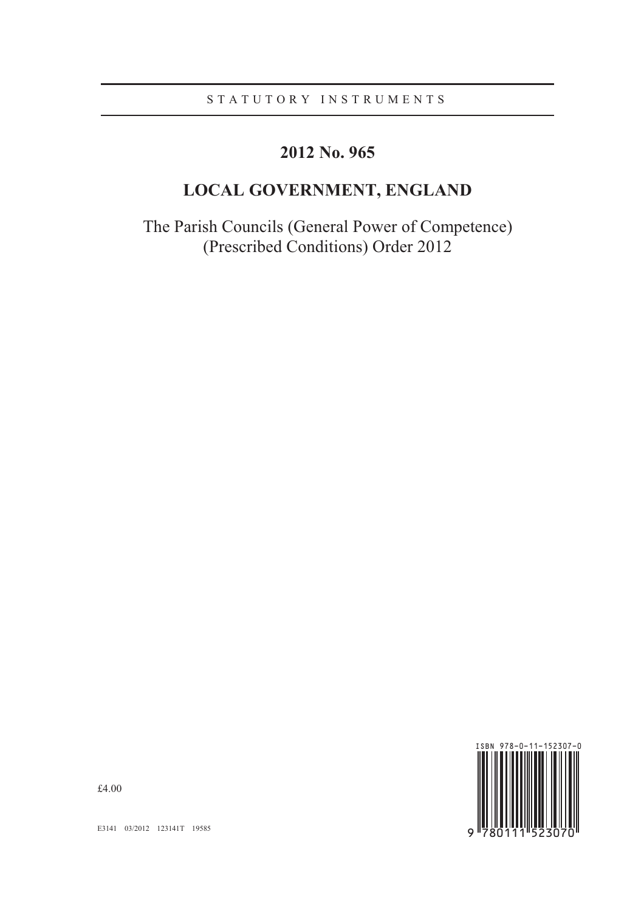STATUTORY INSTRUMENTS

# 2012 No. 965

# LOCAL GOVERNMENT, ENGLAND

The Parish Councils (General Power of Competence) (Prescribed Conditions) Order 2012

ISBN 978-0-11-152307-0

9 780111 523070

£4.00

E3141 03/2012 123141T 19585